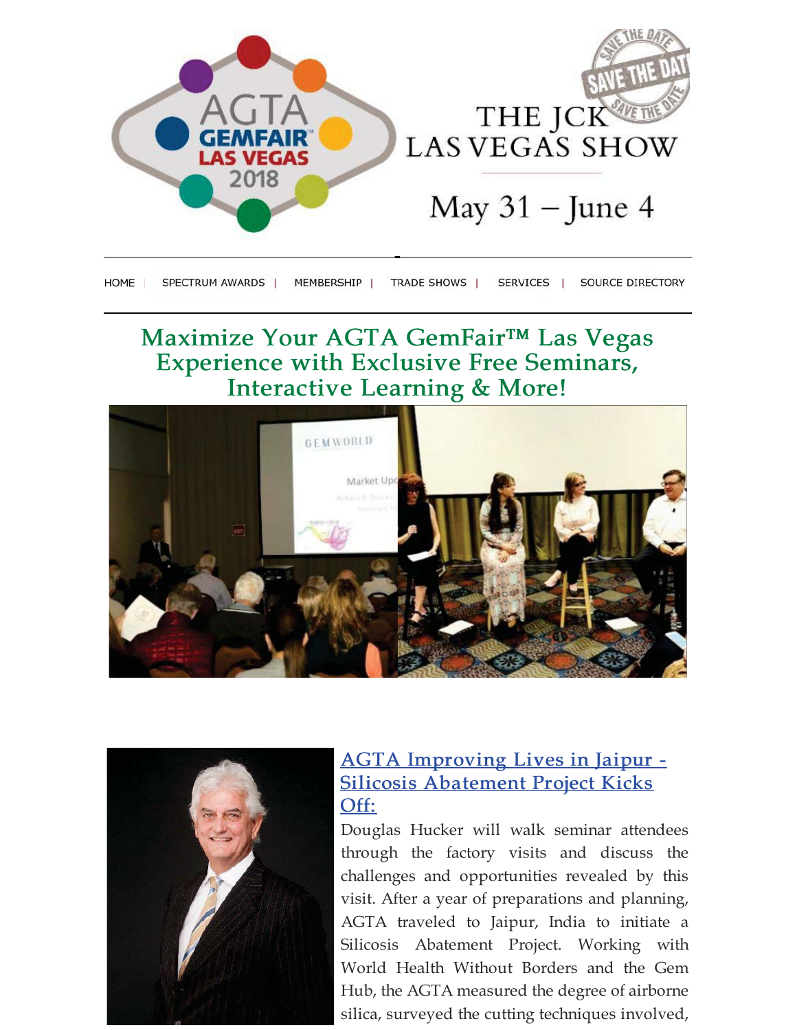AGTA GEMFAIR™ LAS VEGAS 2018

THE JCK LAS VEGAS SHOW

May 31 – June 4

HOME | SPECTRUM AWARDS | MEMBERSHIP | TRADE SHOWS | SERVICES | SOURCE DIRECTORY

# Maximize Your AGTA GemFair™ Las Vegas Experience with Exclusive Free Seminars, Interactive Learning & More!

## AGTA Improving Lives in Jaipur - Silicosis Abatement Project Kicks Off:

Douglas Hucker will walk seminar attendees through the factory visits and discuss the challenges and opportunities revealed by this visit. After a year of preparations and planning, AGTA traveled to Jaipur, India to initiate a Silicosis Abatement Project. Working with World Health Without Borders and the Gem Hub, the AGTA measured the degree of airborne silica, surveyed the cutting techniques involved,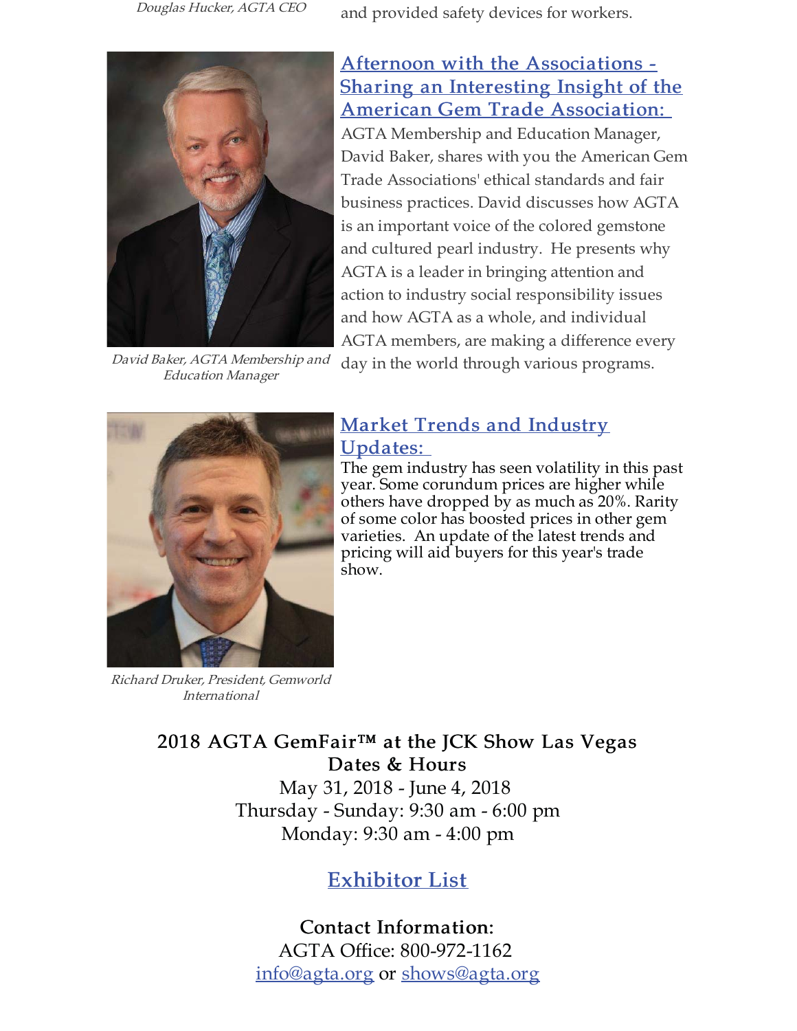*Douglas Hucker, AGTA CEO*

and provided safety devices for workers.

## Afternoon with the Associations - Sharing an Interesting Insight of the American Gem Trade Association:

AGTA Membership and Education Manager, David Baker, shares with you the American Gem Trade Associations' ethical standards and fair business practices. David discusses how AGTA is an important voice of the colored gemstone and cultured pearl industry. He presents why AGTA is a leader in bringing attention and action to industry social responsibility issues and how AGTA as a whole, and individual AGTA members, are making a difference every day in the world through various programs.

*David Baker, AGTA Membership and Education Manager*

## Market Trends and Industry Updates:

The gem industry has seen volatility in this past year. Some corundum prices are higher while others have dropped by as much as 20%. Rarity of some color has boosted prices in other gem varieties. An update of the latest trends and pricing will aid buyers for this year's trade show.

*Richard Druker, President, Gemworld International*

**2018 AGTA GemFair™ at the JCK Show Las Vegas**
**Dates & Hours**

May 31, 2018 - June 4, 2018
Thursday - Sunday: 9:30 am - 6:00 pm
Monday: 9:30 am - 4:00 pm

## Exhibitor List

**Contact Information:**

AGTA Office: 800-972-1162
info@agta.org or shows@agta.org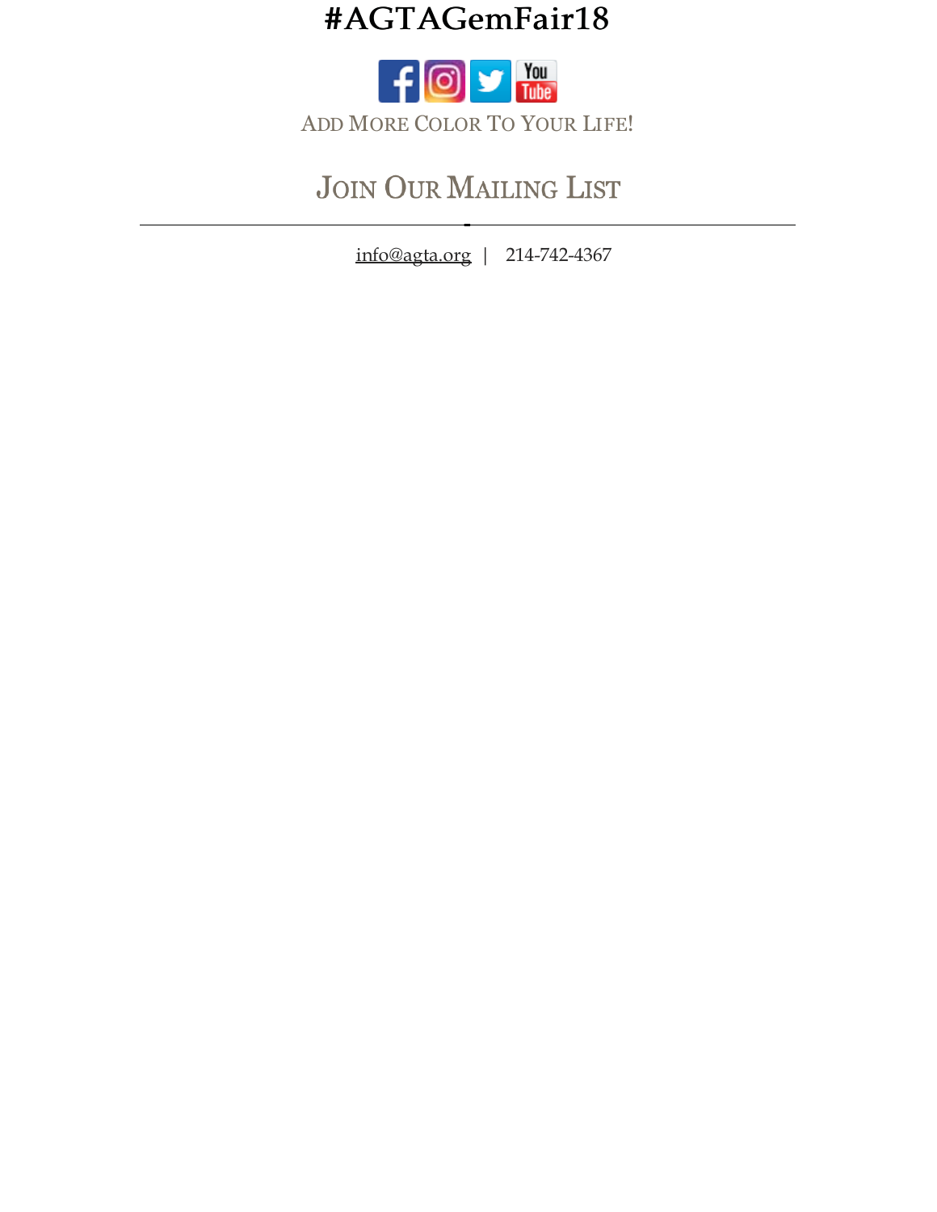# #AGTAGemFair18

ADD MORE COLOR TO YOUR LIFE!

## JOIN OUR MAILING LIST

---

info@agta.org | 214-742-4367